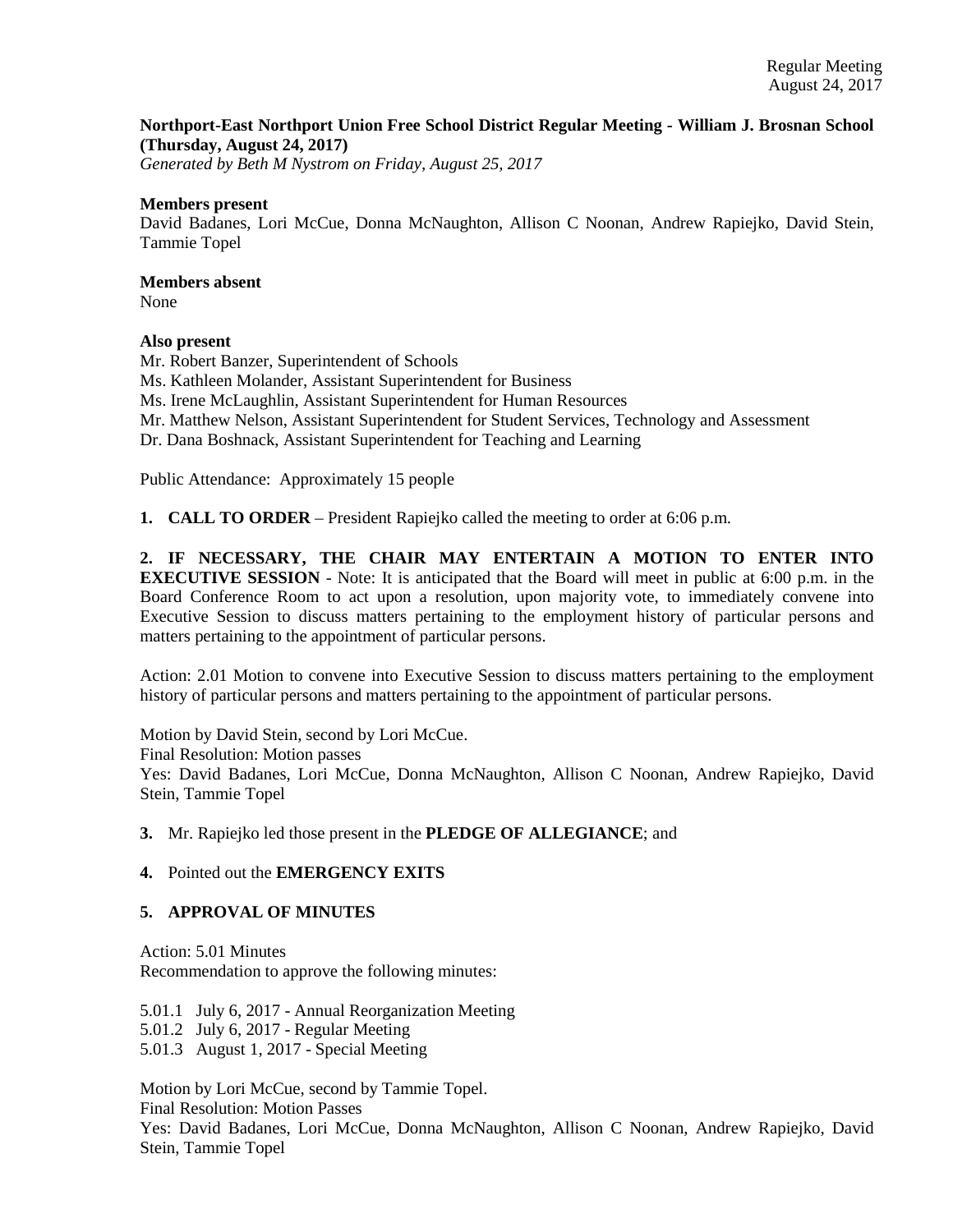**Northport-East Northport Union Free School District Regular Meeting - William J. Brosnan School (Thursday, August 24, 2017)**
*Generated by Beth M Nystrom on Friday, August 25, 2017*

**Members present**
David Badanes, Lori McCue, Donna McNaughton, Allison C Noonan, Andrew Rapiejko, David Stein, Tammie Topel

**Members absent**
None

**Also present**
Mr. Robert Banzer, Superintendent of Schools
Ms. Kathleen Molander, Assistant Superintendent for Business
Ms. Irene McLaughlin, Assistant Superintendent for Human Resources
Mr. Matthew Nelson, Assistant Superintendent for Student Services, Technology and Assessment
Dr. Dana Boshnack, Assistant Superintendent for Teaching and Learning

Public Attendance: Approximately 15 people

**1. CALL TO ORDER** – President Rapiejko called the meeting to order at 6:06 p.m.

**2. IF NECESSARY, THE CHAIR MAY ENTERTAIN A MOTION TO ENTER INTO EXECUTIVE SESSION** - Note: It is anticipated that the Board will meet in public at 6:00 p.m. in the Board Conference Room to act upon a resolution, upon majority vote, to immediately convene into Executive Session to discuss matters pertaining to the employment history of particular persons and matters pertaining to the appointment of particular persons.

Action: 2.01 Motion to convene into Executive Session to discuss matters pertaining to the employment history of particular persons and matters pertaining to the appointment of particular persons.

Motion by David Stein, second by Lori McCue.
Final Resolution: Motion passes
Yes: David Badanes, Lori McCue, Donna McNaughton, Allison C Noonan, Andrew Rapiejko, David Stein, Tammie Topel

**3.** Mr. Rapiejko led those present in the **PLEDGE OF ALLEGIANCE**; and

**4.** Pointed out the **EMERGENCY EXITS**

**5. APPROVAL OF MINUTES**

Action: 5.01 Minutes
Recommendation to approve the following minutes:

5.01.1 July 6, 2017 - Annual Reorganization Meeting
5.01.2 July 6, 2017 - Regular Meeting
5.01.3 August 1, 2017 - Special Meeting

Motion by Lori McCue, second by Tammie Topel.
Final Resolution: Motion Passes
Yes: David Badanes, Lori McCue, Donna McNaughton, Allison C Noonan, Andrew Rapiejko, David Stein, Tammie Topel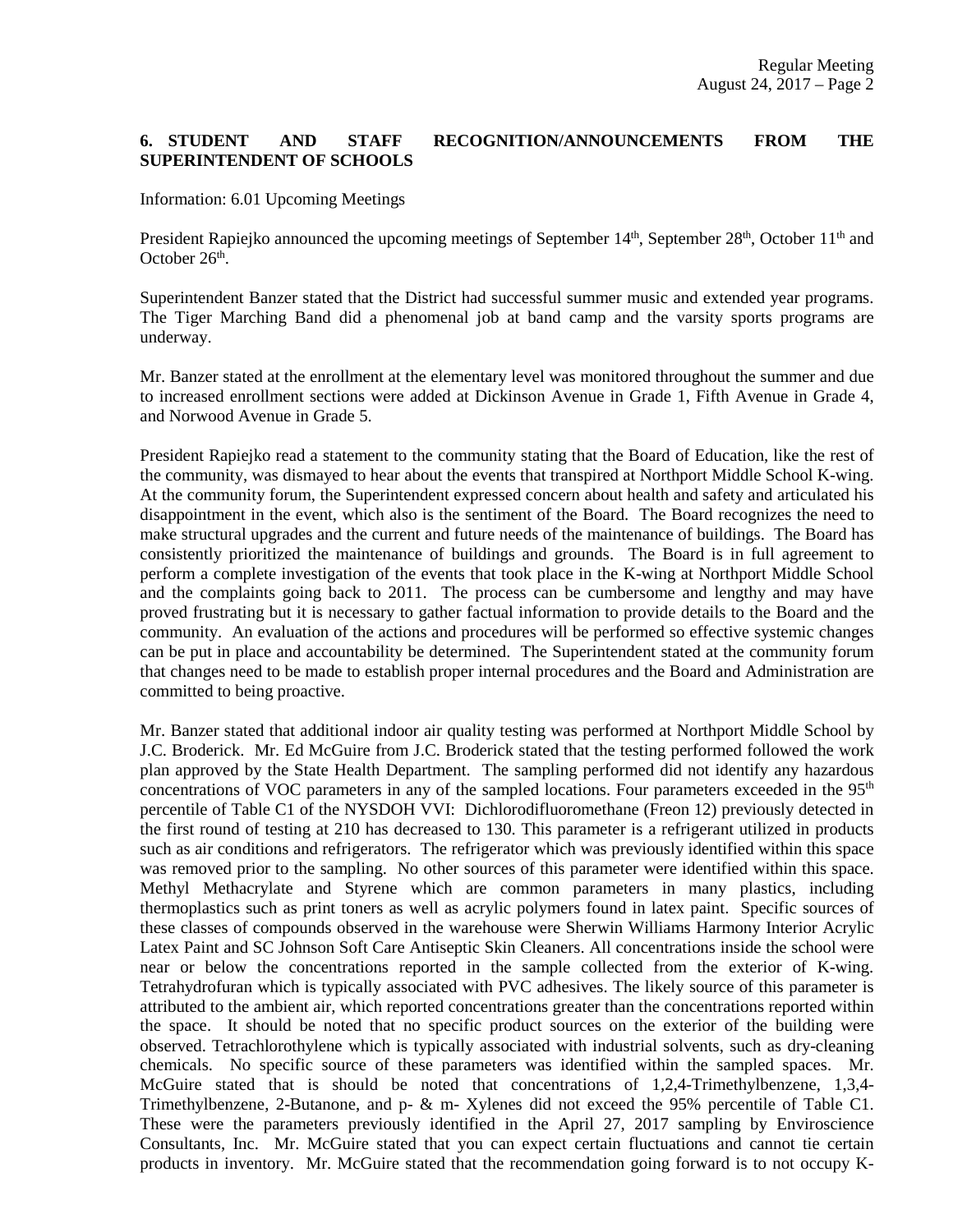## 6. STUDENT AND STAFF RECOGNITION/ANNOUNCEMENTS FROM THE SUPERINTENDENT OF SCHOOLS

Information: 6.01 Upcoming Meetings

President Rapiejko announced the upcoming meetings of September 14th, September 28th, October 11th and October 26th.

Superintendent Banzer stated that the District had successful summer music and extended year programs. The Tiger Marching Band did a phenomenal job at band camp and the varsity sports programs are underway.

Mr. Banzer stated at the enrollment at the elementary level was monitored throughout the summer and due to increased enrollment sections were added at Dickinson Avenue in Grade 1, Fifth Avenue in Grade 4, and Norwood Avenue in Grade 5.

President Rapiejko read a statement to the community stating that the Board of Education, like the rest of the community, was dismayed to hear about the events that transpired at Northport Middle School K-wing. At the community forum, the Superintendent expressed concern about health and safety and articulated his disappointment in the event, which also is the sentiment of the Board. The Board recognizes the need to make structural upgrades and the current and future needs of the maintenance of buildings. The Board has consistently prioritized the maintenance of buildings and grounds. The Board is in full agreement to perform a complete investigation of the events that took place in the K-wing at Northport Middle School and the complaints going back to 2011. The process can be cumbersome and lengthy and may have proved frustrating but it is necessary to gather factual information to provide details to the Board and the community. An evaluation of the actions and procedures will be performed so effective systemic changes can be put in place and accountability be determined. The Superintendent stated at the community forum that changes need to be made to establish proper internal procedures and the Board and Administration are committed to being proactive.

Mr. Banzer stated that additional indoor air quality testing was performed at Northport Middle School by J.C. Broderick. Mr. Ed McGuire from J.C. Broderick stated that the testing performed followed the work plan approved by the State Health Department. The sampling performed did not identify any hazardous concentrations of VOC parameters in any of the sampled locations. Four parameters exceeded in the 95th percentile of Table C1 of the NYSDOH VVI: Dichlorodifluoromethane (Freon 12) previously detected in the first round of testing at 210 has decreased to 130. This parameter is a refrigerant utilized in products such as air conditions and refrigerators. The refrigerator which was previously identified within this space was removed prior to the sampling. No other sources of this parameter were identified within this space. Methyl Methacrylate and Styrene which are common parameters in many plastics, including thermoplastics such as print toners as well as acrylic polymers found in latex paint. Specific sources of these classes of compounds observed in the warehouse were Sherwin Williams Harmony Interior Acrylic Latex Paint and SC Johnson Soft Care Antiseptic Skin Cleaners. All concentrations inside the school were near or below the concentrations reported in the sample collected from the exterior of K-wing. Tetrahydrofuran which is typically associated with PVC adhesives. The likely source of this parameter is attributed to the ambient air, which reported concentrations greater than the concentrations reported within the space. It should be noted that no specific product sources on the exterior of the building were observed. Tetrachlorothylene which is typically associated with industrial solvents, such as dry-cleaning chemicals. No specific source of these parameters was identified within the sampled spaces. Mr. McGuire stated that is should be noted that concentrations of 1,2,4-Trimethylbenzene, 1,3,4-Trimethylbenzene, 2-Butanone, and p- & m- Xylenes did not exceed the 95% percentile of Table C1. These were the parameters previously identified in the April 27, 2017 sampling by Enviroscience Consultants, Inc. Mr. McGuire stated that you can expect certain fluctuations and cannot tie certain products in inventory. Mr. McGuire stated that the recommendation going forward is to not occupy K-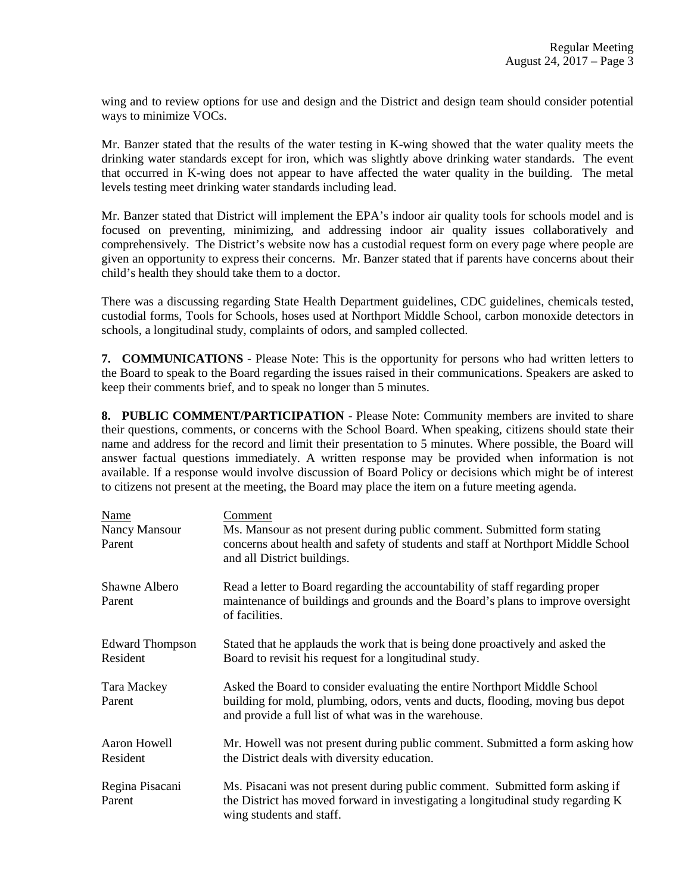wing and to review options for use and design and the District and design team should consider potential ways to minimize VOCs.

Mr. Banzer stated that the results of the water testing in K-wing showed that the water quality meets the drinking water standards except for iron, which was slightly above drinking water standards. The event that occurred in K-wing does not appear to have affected the water quality in the building. The metal levels testing meet drinking water standards including lead.

Mr. Banzer stated that District will implement the EPA's indoor air quality tools for schools model and is focused on preventing, minimizing, and addressing indoor air quality issues collaboratively and comprehensively. The District's website now has a custodial request form on every page where people are given an opportunity to express their concerns. Mr. Banzer stated that if parents have concerns about their child's health they should take them to a doctor.

There was a discussing regarding State Health Department guidelines, CDC guidelines, chemicals tested, custodial forms, Tools for Schools, hoses used at Northport Middle School, carbon monoxide detectors in schools, a longitudinal study, complaints of odors, and sampled collected.

**7. COMMUNICATIONS** - Please Note: This is the opportunity for persons who had written letters to the Board to speak to the Board regarding the issues raised in their communications. Speakers are asked to keep their comments brief, and to speak no longer than 5 minutes.

**8. PUBLIC COMMENT/PARTICIPATION** - Please Note: Community members are invited to share their questions, comments, or concerns with the School Board. When speaking, citizens should state their name and address for the record and limit their presentation to 5 minutes. Where possible, the Board will answer factual questions immediately. A written response may be provided when information is not available. If a response would involve discussion of Board Policy or decisions which might be of interest to citizens not present at the meeting, the Board may place the item on a future meeting agenda.

| Name | Comment |
|---|---|
| Nancy Mansour<br>Parent | Ms. Mansour as not present during public comment. Submitted form stating concerns about health and safety of students and staff at Northport Middle School and all District buildings. |
| Shawne Albero<br>Parent | Read a letter to Board regarding the accountability of staff regarding proper maintenance of buildings and grounds and the Board's plans to improve oversight of facilities. |
| Edward Thompson<br>Resident | Stated that he applauds the work that is being done proactively and asked the Board to revisit his request for a longitudinal study. |
| Tara Mackey<br>Parent | Asked the Board to consider evaluating the entire Northport Middle School building for mold, plumbing, odors, vents and ducts, flooding, moving bus depot and provide a full list of what was in the warehouse. |
| Aaron Howell<br>Resident | Mr. Howell was not present during public comment. Submitted a form asking how the District deals with diversity education. |
| Regina Pisacani<br>Parent | Ms. Pisacani was not present during public comment. Submitted form asking if the District has moved forward in investigating a longitudinal study regarding K wing students and staff. |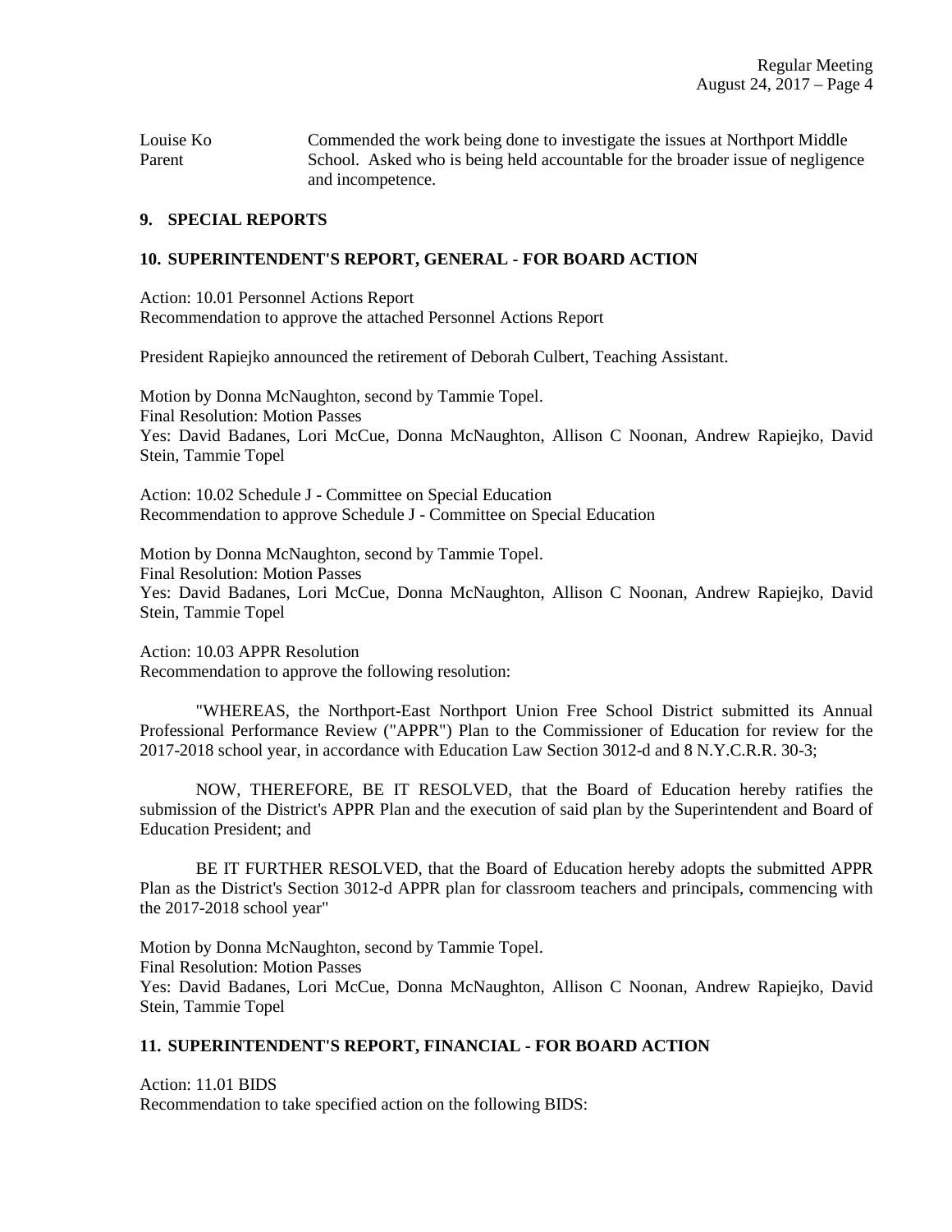| | |
|---|---|
| Louise Ko<br>Parent | Commended the work being done to investigate the issues at Northport Middle School. Asked who is being held accountable for the broader issue of negligence and incompetence. |

## 9. SPECIAL REPORTS

## 10. SUPERINTENDENT'S REPORT, GENERAL - FOR BOARD ACTION

Action: 10.01 Personnel Actions Report
Recommendation to approve the attached Personnel Actions Report

President Rapiejko announced the retirement of Deborah Culbert, Teaching Assistant.

Motion by Donna McNaughton, second by Tammie Topel.
Final Resolution: Motion Passes
Yes: David Badanes, Lori McCue, Donna McNaughton, Allison C Noonan, Andrew Rapiejko, David Stein, Tammie Topel

Action: 10.02 Schedule J - Committee on Special Education
Recommendation to approve Schedule J - Committee on Special Education

Motion by Donna McNaughton, second by Tammie Topel.
Final Resolution: Motion Passes
Yes: David Badanes, Lori McCue, Donna McNaughton, Allison C Noonan, Andrew Rapiejko, David Stein, Tammie Topel

Action: 10.03 APPR Resolution
Recommendation to approve the following resolution:

"WHEREAS, the Northport-East Northport Union Free School District submitted its Annual Professional Performance Review ("APPR") Plan to the Commissioner of Education for review for the 2017-2018 school year, in accordance with Education Law Section 3012-d and 8 N.Y.C.R.R. 30-3;

NOW, THEREFORE, BE IT RESOLVED, that the Board of Education hereby ratifies the submission of the District's APPR Plan and the execution of said plan by the Superintendent and Board of Education President; and

BE IT FURTHER RESOLVED, that the Board of Education hereby adopts the submitted APPR Plan as the District's Section 3012-d APPR plan for classroom teachers and principals, commencing with the 2017-2018 school year"

Motion by Donna McNaughton, second by Tammie Topel.
Final Resolution: Motion Passes
Yes: David Badanes, Lori McCue, Donna McNaughton, Allison C Noonan, Andrew Rapiejko, David Stein, Tammie Topel

## 11. SUPERINTENDENT'S REPORT, FINANCIAL - FOR BOARD ACTION

Action: 11.01 BIDS
Recommendation to take specified action on the following BIDS: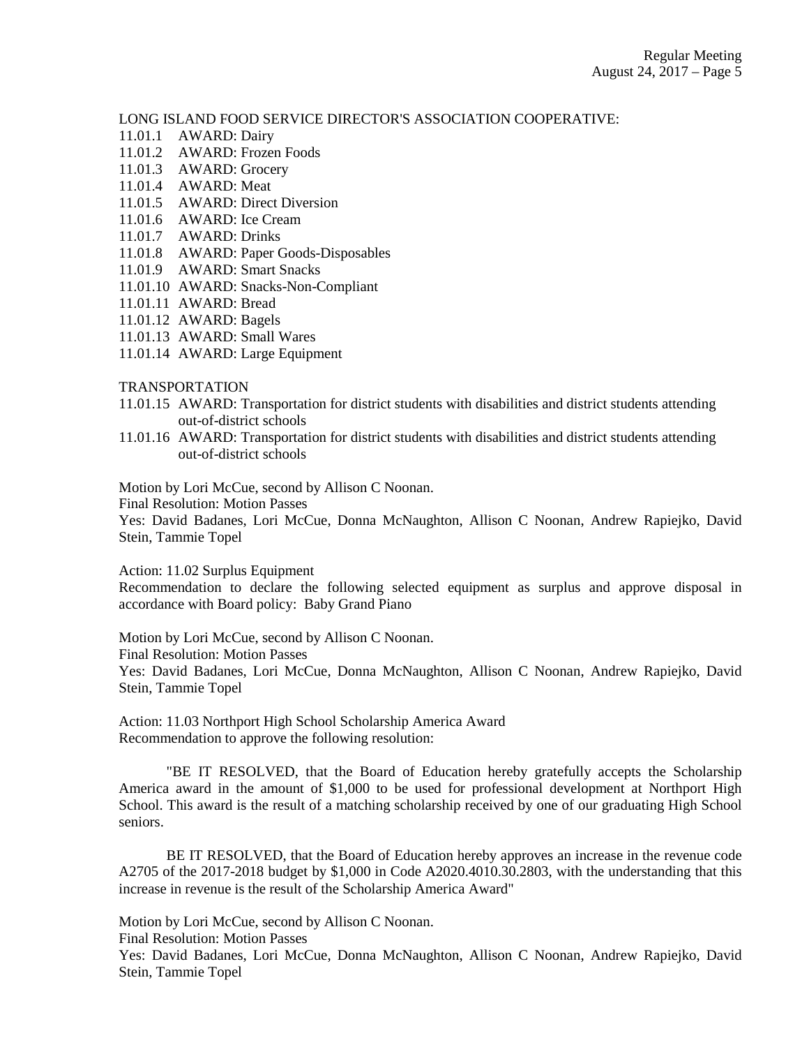LONG ISLAND FOOD SERVICE DIRECTOR'S ASSOCIATION COOPERATIVE:

11.01.1 AWARD: Dairy
11.01.2 AWARD: Frozen Foods
11.01.3 AWARD: Grocery
11.01.4 AWARD: Meat
11.01.5 AWARD: Direct Diversion
11.01.6 AWARD: Ice Cream
11.01.7 AWARD: Drinks
11.01.8 AWARD: Paper Goods-Disposables
11.01.9 AWARD: Smart Snacks
11.01.10 AWARD: Snacks-Non-Compliant
11.01.11 AWARD: Bread
11.01.12 AWARD: Bagels
11.01.13 AWARD: Small Wares
11.01.14 AWARD: Large Equipment

TRANSPORTATION

11.01.15 AWARD: Transportation for district students with disabilities and district students attending out-of-district schools
11.01.16 AWARD: Transportation for district students with disabilities and district students attending out-of-district schools

Motion by Lori McCue, second by Allison C Noonan.
Final Resolution: Motion Passes
Yes: David Badanes, Lori McCue, Donna McNaughton, Allison C Noonan, Andrew Rapiejko, David Stein, Tammie Topel

Action: 11.02 Surplus Equipment
Recommendation to declare the following selected equipment as surplus and approve disposal in accordance with Board policy: Baby Grand Piano

Motion by Lori McCue, second by Allison C Noonan.
Final Resolution: Motion Passes
Yes: David Badanes, Lori McCue, Donna McNaughton, Allison C Noonan, Andrew Rapiejko, David Stein, Tammie Topel

Action: 11.03 Northport High School Scholarship America Award
Recommendation to approve the following resolution:

"BE IT RESOLVED, that the Board of Education hereby gratefully accepts the Scholarship America award in the amount of $1,000 to be used for professional development at Northport High School. This award is the result of a matching scholarship received by one of our graduating High School seniors.

BE IT RESOLVED, that the Board of Education hereby approves an increase in the revenue code A2705 of the 2017-2018 budget by $1,000 in Code A2020.4010.30.2803, with the understanding that this increase in revenue is the result of the Scholarship America Award"

Motion by Lori McCue, second by Allison C Noonan.
Final Resolution: Motion Passes
Yes: David Badanes, Lori McCue, Donna McNaughton, Allison C Noonan, Andrew Rapiejko, David Stein, Tammie Topel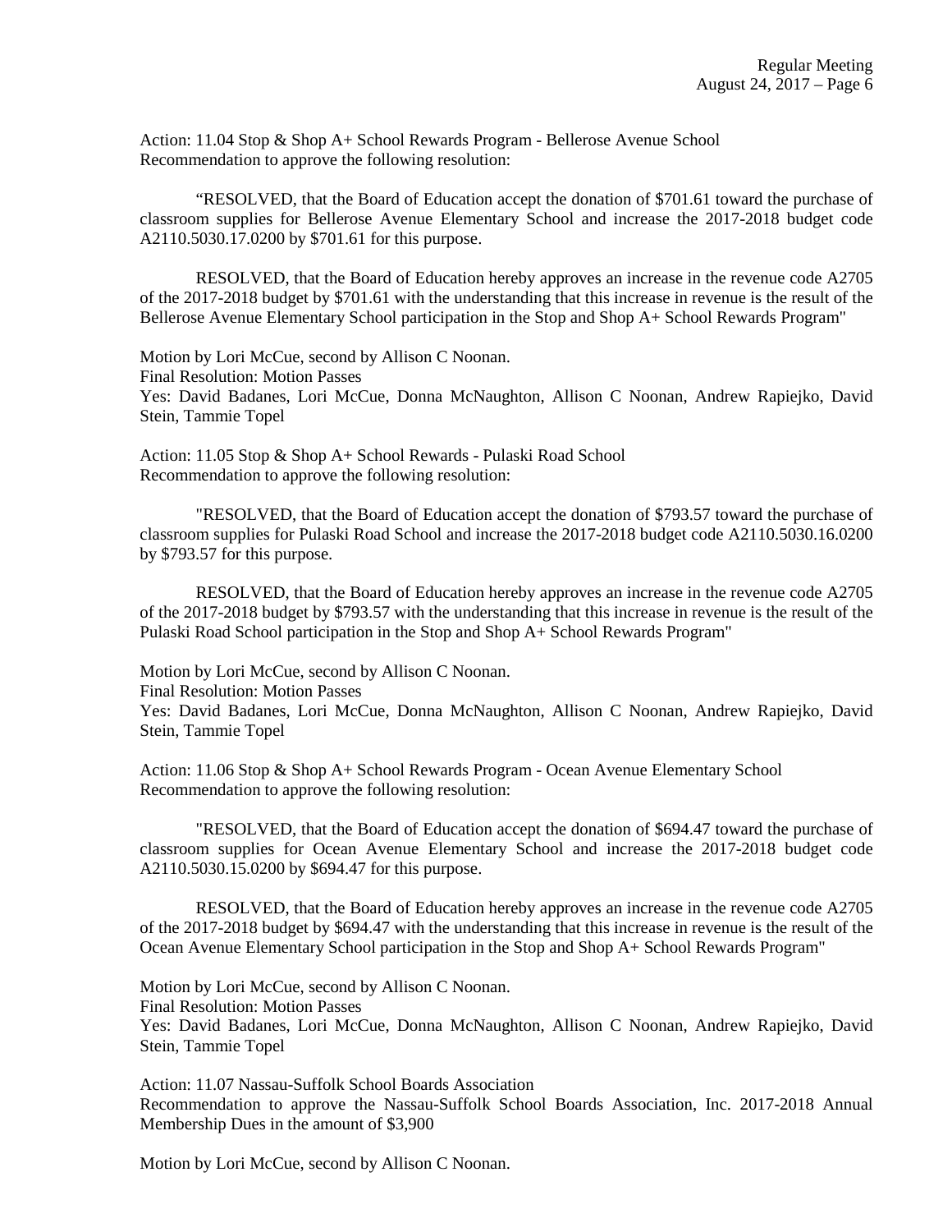Action: 11.04 Stop & Shop A+ School Rewards Program - Bellerose Avenue School
Recommendation to approve the following resolution:

"RESOLVED, that the Board of Education accept the donation of $701.61 toward the purchase of classroom supplies for Bellerose Avenue Elementary School and increase the 2017-2018 budget code A2110.5030.17.0200 by $701.61 for this purpose.

RESOLVED, that the Board of Education hereby approves an increase in the revenue code A2705 of the 2017-2018 budget by $701.61 with the understanding that this increase in revenue is the result of the Bellerose Avenue Elementary School participation in the Stop and Shop A+ School Rewards Program"

Motion by Lori McCue, second by Allison C Noonan.
Final Resolution: Motion Passes
Yes: David Badanes, Lori McCue, Donna McNaughton, Allison C Noonan, Andrew Rapiejko, David Stein, Tammie Topel

Action: 11.05 Stop & Shop A+ School Rewards - Pulaski Road School
Recommendation to approve the following resolution:

"RESOLVED, that the Board of Education accept the donation of $793.57 toward the purchase of classroom supplies for Pulaski Road School and increase the 2017-2018 budget code A2110.5030.16.0200 by $793.57 for this purpose.

RESOLVED, that the Board of Education hereby approves an increase in the revenue code A2705 of the 2017-2018 budget by $793.57 with the understanding that this increase in revenue is the result of the Pulaski Road School participation in the Stop and Shop A+ School Rewards Program"

Motion by Lori McCue, second by Allison C Noonan.
Final Resolution: Motion Passes
Yes: David Badanes, Lori McCue, Donna McNaughton, Allison C Noonan, Andrew Rapiejko, David Stein, Tammie Topel

Action: 11.06 Stop & Shop A+ School Rewards Program - Ocean Avenue Elementary School
Recommendation to approve the following resolution:

"RESOLVED, that the Board of Education accept the donation of $694.47 toward the purchase of classroom supplies for Ocean Avenue Elementary School and increase the 2017-2018 budget code A2110.5030.15.0200 by $694.47 for this purpose.

RESOLVED, that the Board of Education hereby approves an increase in the revenue code A2705 of the 2017-2018 budget by $694.47 with the understanding that this increase in revenue is the result of the Ocean Avenue Elementary School participation in the Stop and Shop A+ School Rewards Program"

Motion by Lori McCue, second by Allison C Noonan.
Final Resolution: Motion Passes
Yes: David Badanes, Lori McCue, Donna McNaughton, Allison C Noonan, Andrew Rapiejko, David Stein, Tammie Topel

Action: 11.07 Nassau-Suffolk School Boards Association
Recommendation to approve the Nassau-Suffolk School Boards Association, Inc. 2017-2018 Annual Membership Dues in the amount of $3,900

Motion by Lori McCue, second by Allison C Noonan.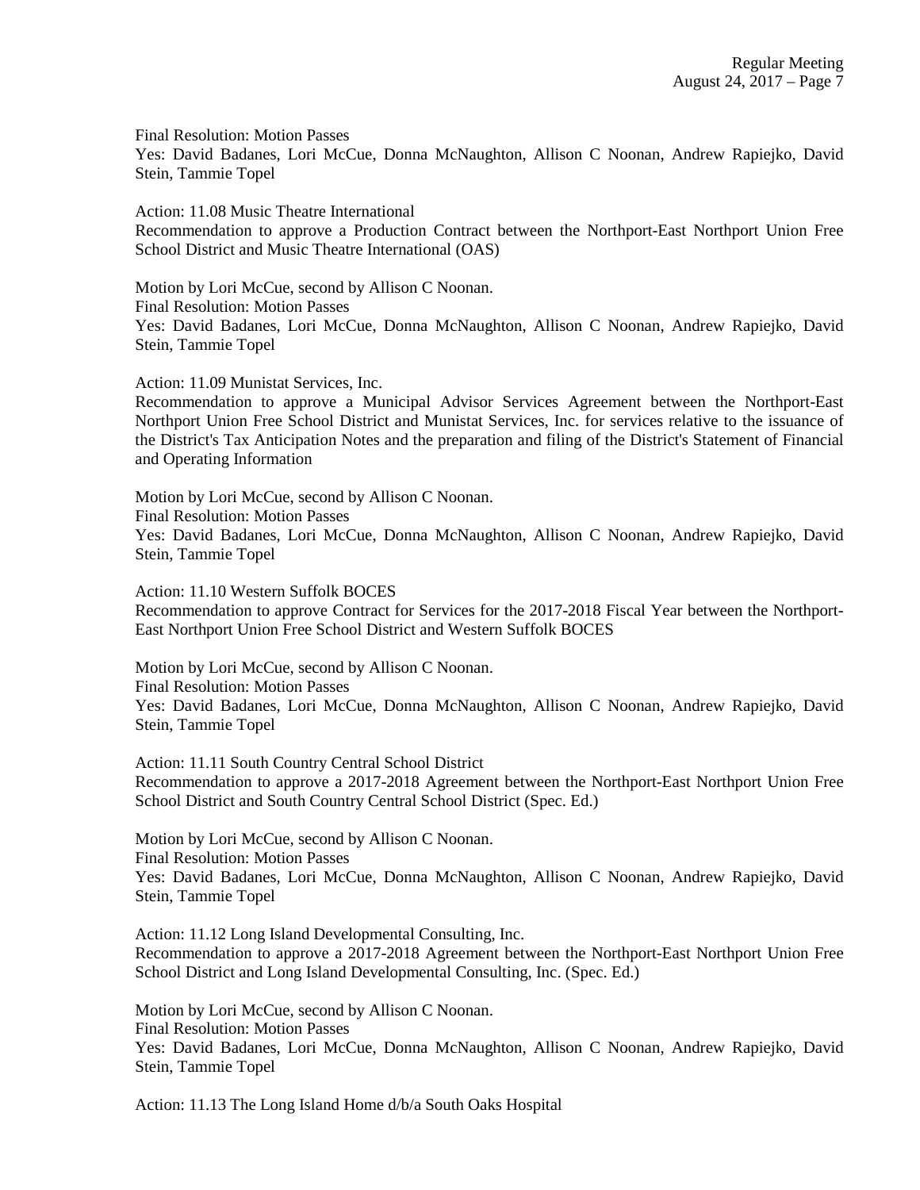Final Resolution: Motion Passes
Yes: David Badanes, Lori McCue, Donna McNaughton, Allison C Noonan, Andrew Rapiejko, David Stein, Tammie Topel

Action: 11.08 Music Theatre International
Recommendation to approve a Production Contract between the Northport-East Northport Union Free School District and Music Theatre International (OAS)

Motion by Lori McCue, second by Allison C Noonan.
Final Resolution: Motion Passes
Yes: David Badanes, Lori McCue, Donna McNaughton, Allison C Noonan, Andrew Rapiejko, David Stein, Tammie Topel

Action: 11.09 Munistat Services, Inc.
Recommendation to approve a Municipal Advisor Services Agreement between the Northport-East Northport Union Free School District and Munistat Services, Inc. for services relative to the issuance of the District's Tax Anticipation Notes and the preparation and filing of the District's Statement of Financial and Operating Information

Motion by Lori McCue, second by Allison C Noonan.
Final Resolution: Motion Passes
Yes: David Badanes, Lori McCue, Donna McNaughton, Allison C Noonan, Andrew Rapiejko, David Stein, Tammie Topel

Action: 11.10 Western Suffolk BOCES
Recommendation to approve Contract for Services for the 2017-2018 Fiscal Year between the Northport-East Northport Union Free School District and Western Suffolk BOCES

Motion by Lori McCue, second by Allison C Noonan.
Final Resolution: Motion Passes
Yes: David Badanes, Lori McCue, Donna McNaughton, Allison C Noonan, Andrew Rapiejko, David Stein, Tammie Topel

Action: 11.11 South Country Central School District
Recommendation to approve a 2017-2018 Agreement between the Northport-East Northport Union Free School District and South Country Central School District (Spec. Ed.)

Motion by Lori McCue, second by Allison C Noonan.
Final Resolution: Motion Passes
Yes: David Badanes, Lori McCue, Donna McNaughton, Allison C Noonan, Andrew Rapiejko, David Stein, Tammie Topel

Action: 11.12 Long Island Developmental Consulting, Inc.
Recommendation to approve a 2017-2018 Agreement between the Northport-East Northport Union Free School District and Long Island Developmental Consulting, Inc. (Spec. Ed.)

Motion by Lori McCue, second by Allison C Noonan.
Final Resolution: Motion Passes
Yes: David Badanes, Lori McCue, Donna McNaughton, Allison C Noonan, Andrew Rapiejko, David Stein, Tammie Topel

Action: 11.13 The Long Island Home d/b/a South Oaks Hospital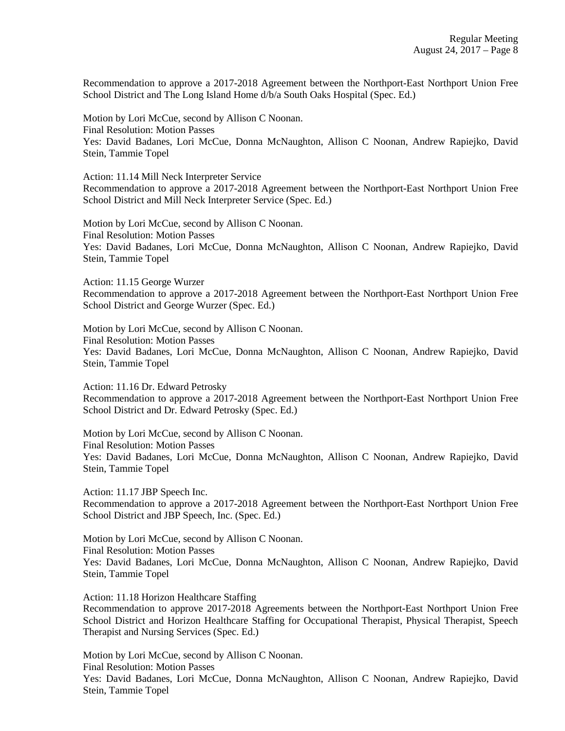Recommendation to approve a 2017-2018 Agreement between the Northport-East Northport Union Free School District and The Long Island Home d/b/a South Oaks Hospital (Spec. Ed.)

Motion by Lori McCue, second by Allison C Noonan.
Final Resolution: Motion Passes
Yes: David Badanes, Lori McCue, Donna McNaughton, Allison C Noonan, Andrew Rapiejko, David Stein, Tammie Topel

Action: 11.14 Mill Neck Interpreter Service
Recommendation to approve a 2017-2018 Agreement between the Northport-East Northport Union Free School District and Mill Neck Interpreter Service (Spec. Ed.)

Motion by Lori McCue, second by Allison C Noonan.
Final Resolution: Motion Passes
Yes: David Badanes, Lori McCue, Donna McNaughton, Allison C Noonan, Andrew Rapiejko, David Stein, Tammie Topel

Action: 11.15 George Wurzer
Recommendation to approve a 2017-2018 Agreement between the Northport-East Northport Union Free School District and George Wurzer (Spec. Ed.)

Motion by Lori McCue, second by Allison C Noonan.
Final Resolution: Motion Passes
Yes: David Badanes, Lori McCue, Donna McNaughton, Allison C Noonan, Andrew Rapiejko, David Stein, Tammie Topel

Action: 11.16 Dr. Edward Petrosky
Recommendation to approve a 2017-2018 Agreement between the Northport-East Northport Union Free School District and Dr. Edward Petrosky (Spec. Ed.)

Motion by Lori McCue, second by Allison C Noonan.
Final Resolution: Motion Passes
Yes: David Badanes, Lori McCue, Donna McNaughton, Allison C Noonan, Andrew Rapiejko, David Stein, Tammie Topel

Action: 11.17 JBP Speech Inc.
Recommendation to approve a 2017-2018 Agreement between the Northport-East Northport Union Free School District and JBP Speech, Inc. (Spec. Ed.)

Motion by Lori McCue, second by Allison C Noonan.
Final Resolution: Motion Passes
Yes: David Badanes, Lori McCue, Donna McNaughton, Allison C Noonan, Andrew Rapiejko, David Stein, Tammie Topel

Action: 11.18 Horizon Healthcare Staffing
Recommendation to approve 2017-2018 Agreements between the Northport-East Northport Union Free School District and Horizon Healthcare Staffing for Occupational Therapist, Physical Therapist, Speech Therapist and Nursing Services (Spec. Ed.)

Motion by Lori McCue, second by Allison C Noonan.
Final Resolution: Motion Passes
Yes: David Badanes, Lori McCue, Donna McNaughton, Allison C Noonan, Andrew Rapiejko, David Stein, Tammie Topel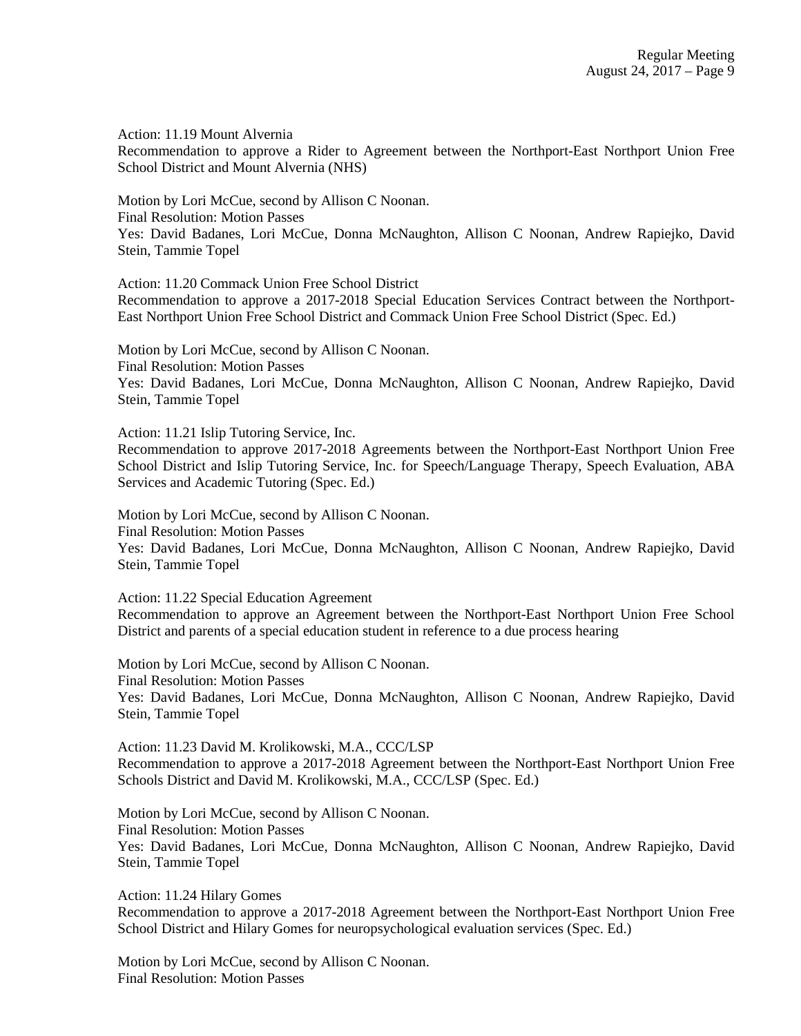Action: 11.19 Mount Alvernia
Recommendation to approve a Rider to Agreement between the Northport-East Northport Union Free School District and Mount Alvernia (NHS)

Motion by Lori McCue, second by Allison C Noonan.
Final Resolution: Motion Passes
Yes: David Badanes, Lori McCue, Donna McNaughton, Allison C Noonan, Andrew Rapiejko, David Stein, Tammie Topel

Action: 11.20 Commack Union Free School District
Recommendation to approve a 2017-2018 Special Education Services Contract between the Northport-East Northport Union Free School District and Commack Union Free School District (Spec. Ed.)

Motion by Lori McCue, second by Allison C Noonan.
Final Resolution: Motion Passes
Yes: David Badanes, Lori McCue, Donna McNaughton, Allison C Noonan, Andrew Rapiejko, David Stein, Tammie Topel

Action: 11.21 Islip Tutoring Service, Inc.
Recommendation to approve 2017-2018 Agreements between the Northport-East Northport Union Free School District and Islip Tutoring Service, Inc. for Speech/Language Therapy, Speech Evaluation, ABA Services and Academic Tutoring (Spec. Ed.)

Motion by Lori McCue, second by Allison C Noonan.
Final Resolution: Motion Passes
Yes: David Badanes, Lori McCue, Donna McNaughton, Allison C Noonan, Andrew Rapiejko, David Stein, Tammie Topel

Action: 11.22 Special Education Agreement
Recommendation to approve an Agreement between the Northport-East Northport Union Free School District and parents of a special education student in reference to a due process hearing

Motion by Lori McCue, second by Allison C Noonan.
Final Resolution: Motion Passes
Yes: David Badanes, Lori McCue, Donna McNaughton, Allison C Noonan, Andrew Rapiejko, David Stein, Tammie Topel

Action: 11.23 David M. Krolikowski, M.A., CCC/LSP
Recommendation to approve a 2017-2018 Agreement between the Northport-East Northport Union Free Schools District and David M. Krolikowski, M.A., CCC/LSP (Spec. Ed.)

Motion by Lori McCue, second by Allison C Noonan.
Final Resolution: Motion Passes
Yes: David Badanes, Lori McCue, Donna McNaughton, Allison C Noonan, Andrew Rapiejko, David Stein, Tammie Topel

Action: 11.24 Hilary Gomes
Recommendation to approve a 2017-2018 Agreement between the Northport-East Northport Union Free School District and Hilary Gomes for neuropsychological evaluation services (Spec. Ed.)

Motion by Lori McCue, second by Allison C Noonan.
Final Resolution: Motion Passes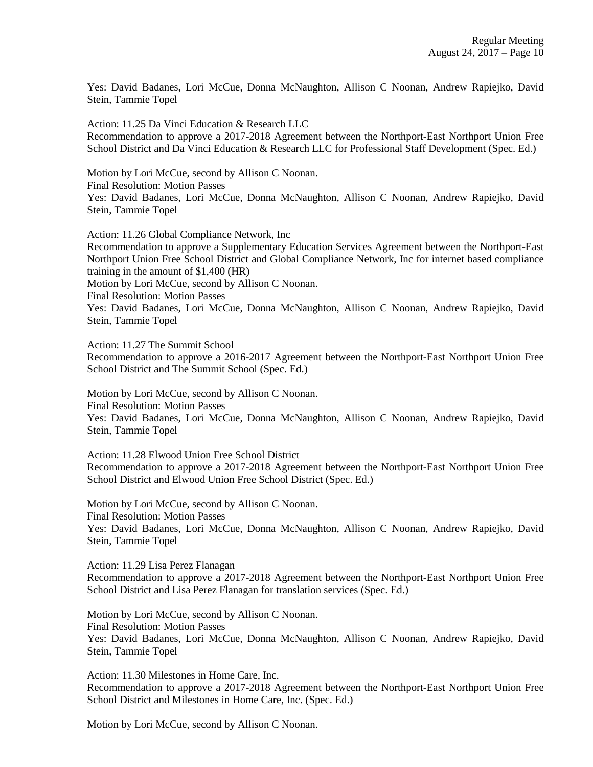Yes: David Badanes, Lori McCue, Donna McNaughton, Allison C Noonan, Andrew Rapiejko, David Stein, Tammie Topel

Action: 11.25 Da Vinci Education & Research LLC
Recommendation to approve a 2017-2018 Agreement between the Northport-East Northport Union Free School District and Da Vinci Education & Research LLC for Professional Staff Development (Spec. Ed.)

Motion by Lori McCue, second by Allison C Noonan.
Final Resolution: Motion Passes
Yes: David Badanes, Lori McCue, Donna McNaughton, Allison C Noonan, Andrew Rapiejko, David Stein, Tammie Topel

Action: 11.26 Global Compliance Network, Inc
Recommendation to approve a Supplementary Education Services Agreement between the Northport-East Northport Union Free School District and Global Compliance Network, Inc for internet based compliance training in the amount of $1,400 (HR)
Motion by Lori McCue, second by Allison C Noonan.
Final Resolution: Motion Passes
Yes: David Badanes, Lori McCue, Donna McNaughton, Allison C Noonan, Andrew Rapiejko, David Stein, Tammie Topel

Action: 11.27 The Summit School
Recommendation to approve a 2016-2017 Agreement between the Northport-East Northport Union Free School District and The Summit School (Spec. Ed.)

Motion by Lori McCue, second by Allison C Noonan.
Final Resolution: Motion Passes
Yes: David Badanes, Lori McCue, Donna McNaughton, Allison C Noonan, Andrew Rapiejko, David Stein, Tammie Topel

Action: 11.28 Elwood Union Free School District
Recommendation to approve a 2017-2018 Agreement between the Northport-East Northport Union Free School District and Elwood Union Free School District (Spec. Ed.)

Motion by Lori McCue, second by Allison C Noonan.
Final Resolution: Motion Passes
Yes: David Badanes, Lori McCue, Donna McNaughton, Allison C Noonan, Andrew Rapiejko, David Stein, Tammie Topel

Action: 11.29 Lisa Perez Flanagan
Recommendation to approve a 2017-2018 Agreement between the Northport-East Northport Union Free School District and Lisa Perez Flanagan for translation services (Spec. Ed.)

Motion by Lori McCue, second by Allison C Noonan.
Final Resolution: Motion Passes
Yes: David Badanes, Lori McCue, Donna McNaughton, Allison C Noonan, Andrew Rapiejko, David Stein, Tammie Topel

Action: 11.30 Milestones in Home Care, Inc.
Recommendation to approve a 2017-2018 Agreement between the Northport-East Northport Union Free School District and Milestones in Home Care, Inc. (Spec. Ed.)

Motion by Lori McCue, second by Allison C Noonan.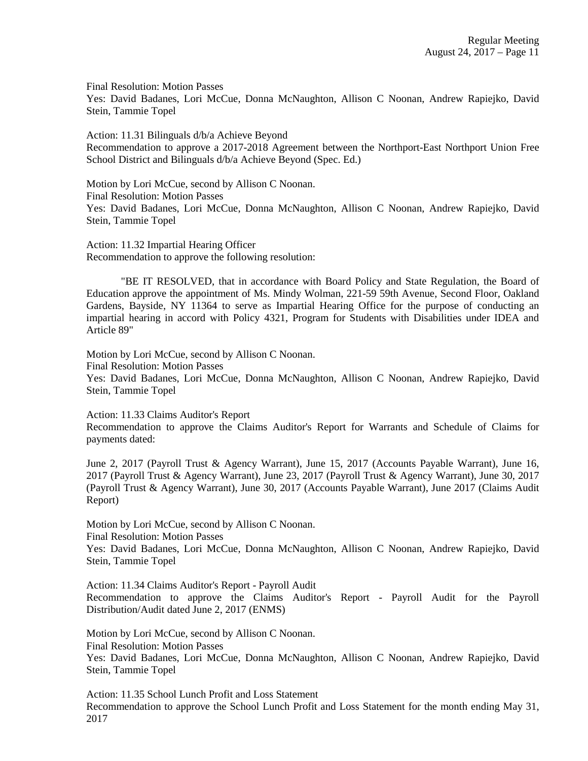Final Resolution: Motion Passes
Yes: David Badanes, Lori McCue, Donna McNaughton, Allison C Noonan, Andrew Rapiejko, David Stein, Tammie Topel

Action: 11.31 Bilinguals d/b/a Achieve Beyond
Recommendation to approve a 2017-2018 Agreement between the Northport-East Northport Union Free School District and Bilinguals d/b/a Achieve Beyond (Spec. Ed.)

Motion by Lori McCue, second by Allison C Noonan.
Final Resolution: Motion Passes
Yes: David Badanes, Lori McCue, Donna McNaughton, Allison C Noonan, Andrew Rapiejko, David Stein, Tammie Topel

Action: 11.32 Impartial Hearing Officer
Recommendation to approve the following resolution:

"BE IT RESOLVED, that in accordance with Board Policy and State Regulation, the Board of Education approve the appointment of Ms. Mindy Wolman, 221-59 59th Avenue, Second Floor, Oakland Gardens, Bayside, NY 11364 to serve as Impartial Hearing Office for the purpose of conducting an impartial hearing in accord with Policy 4321, Program for Students with Disabilities under IDEA and Article 89"

Motion by Lori McCue, second by Allison C Noonan.
Final Resolution: Motion Passes
Yes: David Badanes, Lori McCue, Donna McNaughton, Allison C Noonan, Andrew Rapiejko, David Stein, Tammie Topel

Action: 11.33 Claims Auditor's Report
Recommendation to approve the Claims Auditor's Report for Warrants and Schedule of Claims for payments dated:

June 2, 2017 (Payroll Trust & Agency Warrant), June 15, 2017 (Accounts Payable Warrant), June 16, 2017 (Payroll Trust & Agency Warrant), June 23, 2017 (Payroll Trust & Agency Warrant), June 30, 2017 (Payroll Trust & Agency Warrant), June 30, 2017 (Accounts Payable Warrant), June 2017 (Claims Audit Report)

Motion by Lori McCue, second by Allison C Noonan.
Final Resolution: Motion Passes
Yes: David Badanes, Lori McCue, Donna McNaughton, Allison C Noonan, Andrew Rapiejko, David Stein, Tammie Topel

Action: 11.34 Claims Auditor's Report - Payroll Audit
Recommendation to approve the Claims Auditor's Report - Payroll Audit for the Payroll Distribution/Audit dated June 2, 2017 (ENMS)

Motion by Lori McCue, second by Allison C Noonan.
Final Resolution: Motion Passes
Yes: David Badanes, Lori McCue, Donna McNaughton, Allison C Noonan, Andrew Rapiejko, David Stein, Tammie Topel

Action: 11.35 School Lunch Profit and Loss Statement
Recommendation to approve the School Lunch Profit and Loss Statement for the month ending May 31, 2017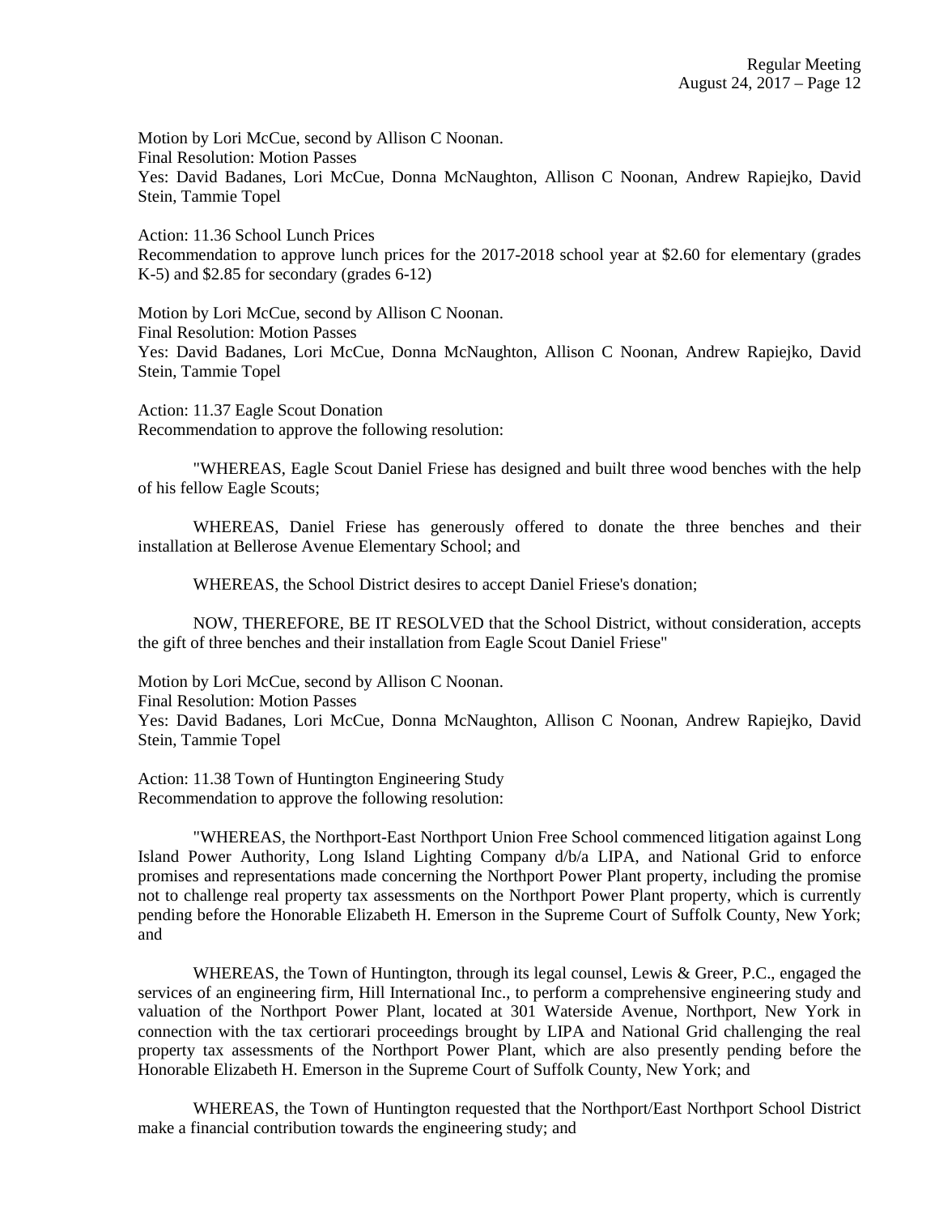Motion by Lori McCue, second by Allison C Noonan.
Final Resolution: Motion Passes
Yes: David Badanes, Lori McCue, Donna McNaughton, Allison C Noonan, Andrew Rapiejko, David Stein, Tammie Topel

Action: 11.36 School Lunch Prices
Recommendation to approve lunch prices for the 2017-2018 school year at $2.60 for elementary (grades K-5) and $2.85 for secondary (grades 6-12)

Motion by Lori McCue, second by Allison C Noonan.
Final Resolution: Motion Passes
Yes: David Badanes, Lori McCue, Donna McNaughton, Allison C Noonan, Andrew Rapiejko, David Stein, Tammie Topel

Action: 11.37 Eagle Scout Donation
Recommendation to approve the following resolution:

"WHEREAS, Eagle Scout Daniel Friese has designed and built three wood benches with the help of his fellow Eagle Scouts;

WHEREAS, Daniel Friese has generously offered to donate the three benches and their installation at Bellerose Avenue Elementary School; and

WHEREAS, the School District desires to accept Daniel Friese's donation;

NOW, THEREFORE, BE IT RESOLVED that the School District, without consideration, accepts the gift of three benches and their installation from Eagle Scout Daniel Friese"

Motion by Lori McCue, second by Allison C Noonan.
Final Resolution: Motion Passes
Yes: David Badanes, Lori McCue, Donna McNaughton, Allison C Noonan, Andrew Rapiejko, David Stein, Tammie Topel

Action: 11.38 Town of Huntington Engineering Study
Recommendation to approve the following resolution:

"WHEREAS, the Northport-East Northport Union Free School commenced litigation against Long Island Power Authority, Long Island Lighting Company d/b/a LIPA, and National Grid to enforce promises and representations made concerning the Northport Power Plant property, including the promise not to challenge real property tax assessments on the Northport Power Plant property, which is currently pending before the Honorable Elizabeth H. Emerson in the Supreme Court of Suffolk County, New York; and

WHEREAS, the Town of Huntington, through its legal counsel, Lewis & Greer, P.C., engaged the services of an engineering firm, Hill International Inc., to perform a comprehensive engineering study and valuation of the Northport Power Plant, located at 301 Waterside Avenue, Northport, New York in connection with the tax certiorari proceedings brought by LIPA and National Grid challenging the real property tax assessments of the Northport Power Plant, which are also presently pending before the Honorable Elizabeth H. Emerson in the Supreme Court of Suffolk County, New York; and

WHEREAS, the Town of Huntington requested that the Northport/East Northport School District make a financial contribution towards the engineering study; and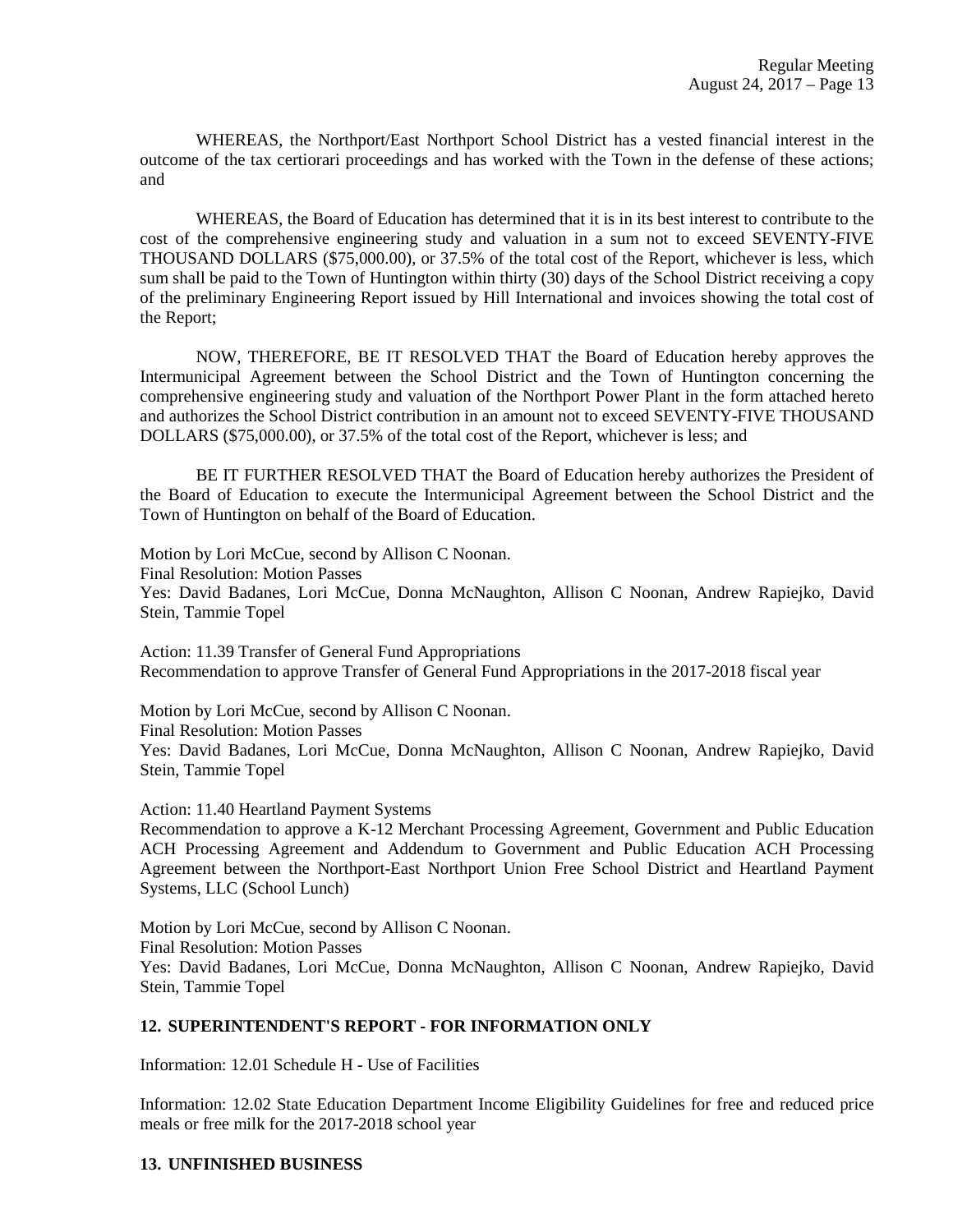WHEREAS, the Northport/East Northport School District has a vested financial interest in the outcome of the tax certiorari proceedings and has worked with the Town in the defense of these actions; and

WHEREAS, the Board of Education has determined that it is in its best interest to contribute to the cost of the comprehensive engineering study and valuation in a sum not to exceed SEVENTY-FIVE THOUSAND DOLLARS ($75,000.00), or 37.5% of the total cost of the Report, whichever is less, which sum shall be paid to the Town of Huntington within thirty (30) days of the School District receiving a copy of the preliminary Engineering Report issued by Hill International and invoices showing the total cost of the Report;

NOW, THEREFORE, BE IT RESOLVED THAT the Board of Education hereby approves the Intermunicipal Agreement between the School District and the Town of Huntington concerning the comprehensive engineering study and valuation of the Northport Power Plant in the form attached hereto and authorizes the School District contribution in an amount not to exceed SEVENTY-FIVE THOUSAND DOLLARS ($75,000.00), or 37.5% of the total cost of the Report, whichever is less; and

BE IT FURTHER RESOLVED THAT the Board of Education hereby authorizes the President of the Board of Education to execute the Intermunicipal Agreement between the School District and the Town of Huntington on behalf of the Board of Education.

Motion by Lori McCue, second by Allison C Noonan.
Final Resolution: Motion Passes
Yes: David Badanes, Lori McCue, Donna McNaughton, Allison C Noonan, Andrew Rapiejko, David Stein, Tammie Topel

Action: 11.39 Transfer of General Fund Appropriations
Recommendation to approve Transfer of General Fund Appropriations in the 2017-2018 fiscal year

Motion by Lori McCue, second by Allison C Noonan.
Final Resolution: Motion Passes
Yes: David Badanes, Lori McCue, Donna McNaughton, Allison C Noonan, Andrew Rapiejko, David Stein, Tammie Topel

Action: 11.40 Heartland Payment Systems
Recommendation to approve a K-12 Merchant Processing Agreement, Government and Public Education ACH Processing Agreement and Addendum to Government and Public Education ACH Processing Agreement between the Northport-East Northport Union Free School District and Heartland Payment Systems, LLC (School Lunch)

Motion by Lori McCue, second by Allison C Noonan.
Final Resolution: Motion Passes
Yes: David Badanes, Lori McCue, Donna McNaughton, Allison C Noonan, Andrew Rapiejko, David Stein, Tammie Topel

## 12. SUPERINTENDENT'S REPORT - FOR INFORMATION ONLY

Information: 12.01 Schedule H - Use of Facilities

Information: 12.02 State Education Department Income Eligibility Guidelines for free and reduced price meals or free milk for the 2017-2018 school year

## 13. UNFINISHED BUSINESS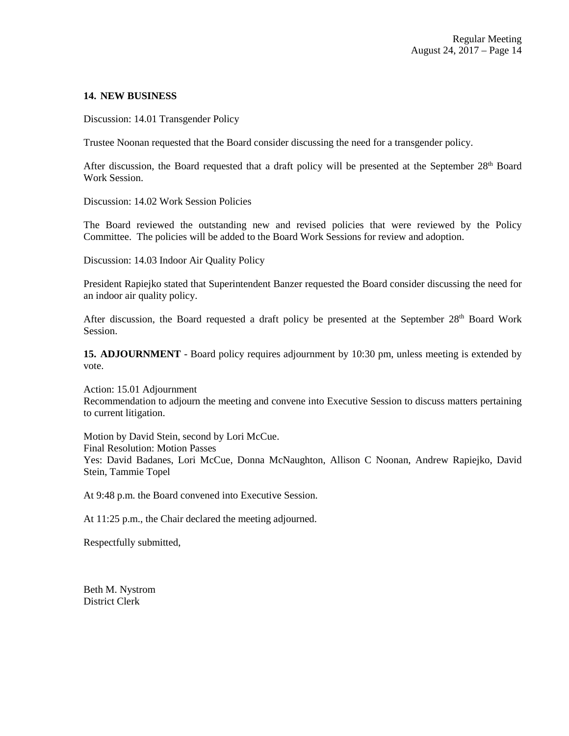**14. NEW BUSINESS**

Discussion: 14.01 Transgender Policy

Trustee Noonan requested that the Board consider discussing the need for a transgender policy.

After discussion, the Board requested that a draft policy will be presented at the September 28th Board Work Session.

Discussion: 14.02 Work Session Policies

The Board reviewed the outstanding new and revised policies that were reviewed by the Policy Committee. The policies will be added to the Board Work Sessions for review and adoption.

Discussion: 14.03 Indoor Air Quality Policy

President Rapiejko stated that Superintendent Banzer requested the Board consider discussing the need for an indoor air quality policy.

After discussion, the Board requested a draft policy be presented at the September 28th Board Work Session.

**15. ADJOURNMENT** - Board policy requires adjournment by 10:30 pm, unless meeting is extended by vote.

Action: 15.01 Adjournment
Recommendation to adjourn the meeting and convene into Executive Session to discuss matters pertaining to current litigation.

Motion by David Stein, second by Lori McCue.
Final Resolution: Motion Passes
Yes: David Badanes, Lori McCue, Donna McNaughton, Allison C Noonan, Andrew Rapiejko, David Stein, Tammie Topel

At 9:48 p.m. the Board convened into Executive Session.

At 11:25 p.m., the Chair declared the meeting adjourned.

Respectfully submitted,

Beth M. Nystrom
District Clerk